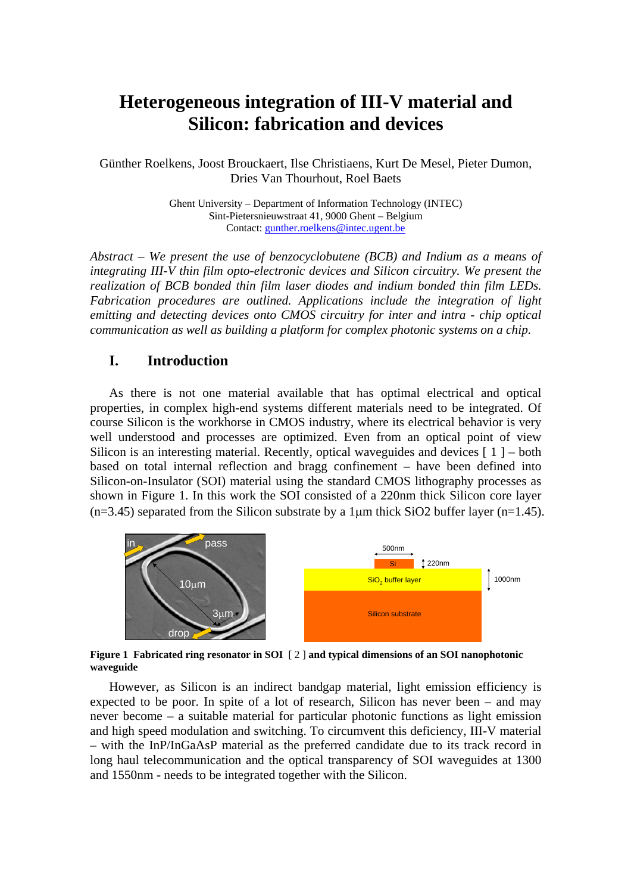# Heterogeneous integration of III-V material and Silicon: fabrication and devices

Günther Roelkens, Joost Brouckaert, Ilse Christiaens, Kurt De Mesel, Pieter Dumon, Dries Van Thourhout, Roel Baets

Ghent University – Department of Information Technology (INTEC)
Sint-Pietersnieuwstraat 41, 9000 Ghent – Belgium
Contact: gunther.roelkens@intec.ugent.be

*Abstract – We present the use of benzocyclobutene (BCB) and Indium as a means of integrating III-V thin film opto-electronic devices and Silicon circuitry. We present the realization of BCB bonded thin film laser diodes and indium bonded thin film LEDs. Fabrication procedures are outlined. Applications include the integration of light emitting and detecting devices onto CMOS circuitry for inter and intra - chip optical communication as well as building a platform for complex photonic systems on a chip.*

## I. Introduction

As there is not one material available that has optimal electrical and optical properties, in complex high-end systems different materials need to be integrated. Of course Silicon is the workhorse in CMOS industry, where its electrical behavior is very well understood and processes are optimized. Even from an optical point of view Silicon is an interesting material. Recently, optical waveguides and devices [ 1 ] – both based on total internal reflection and bragg confinement – have been defined into Silicon-on-Insulator (SOI) material using the standard CMOS lithography processes as shown in Figure 1. In this work the SOI consisted of a 220nm thick Silicon core layer (n=3.45) separated from the Silicon substrate by a 1µm thick SiO2 buffer layer (n=1.45).

**Figure 1 Fabricated ring resonator in SOI** [ 2 ] **and typical dimensions of an SOI nanophotonic waveguide**

However, as Silicon is an indirect bandgap material, light emission efficiency is expected to be poor. In spite of a lot of research, Silicon has never been – and may never become – a suitable material for particular photonic functions as light emission and high speed modulation and switching. To circumvent this deficiency, III-V material – with the InP/InGaAsP material as the preferred candidate due to its track record in long haul telecommunication and the optical transparency of SOI waveguides at 1300 and 1550nm - needs to be integrated together with the Silicon.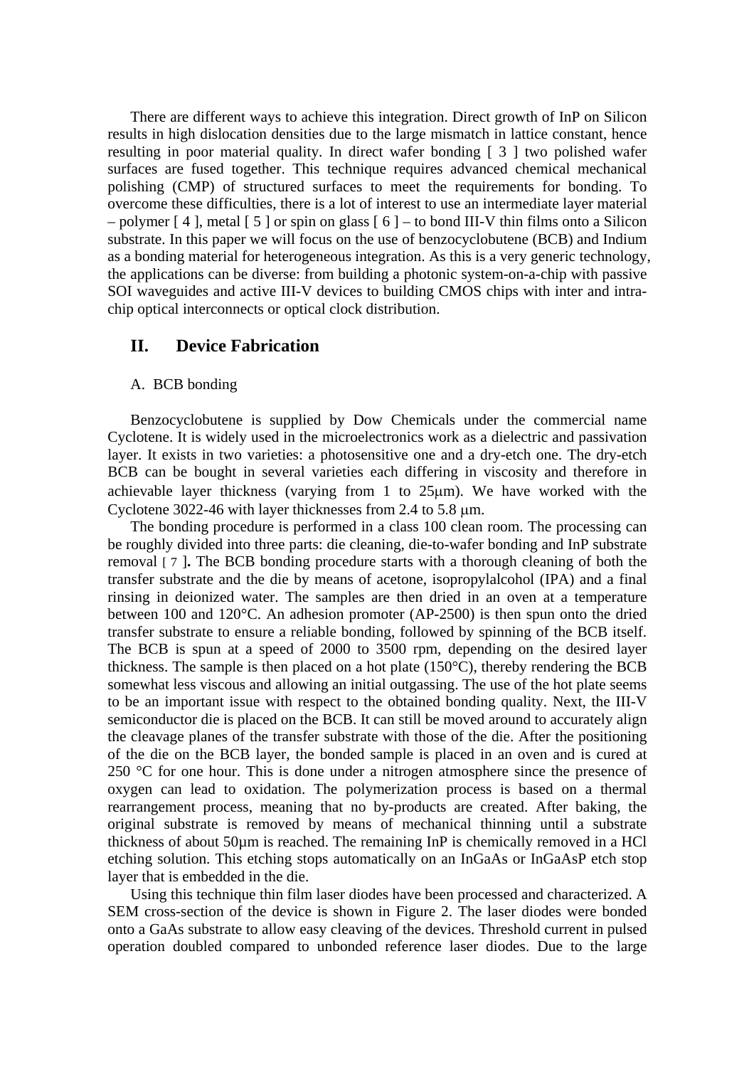There are different ways to achieve this integration. Direct growth of InP on Silicon results in high dislocation densities due to the large mismatch in lattice constant, hence resulting in poor material quality. In direct wafer bonding [ 3 ] two polished wafer surfaces are fused together. This technique requires advanced chemical mechanical polishing (CMP) of structured surfaces to meet the requirements for bonding. To overcome these difficulties, there is a lot of interest to use an intermediate layer material – polymer [ 4 ], metal [ 5 ] or spin on glass [ 6 ] – to bond III-V thin films onto a Silicon substrate. In this paper we will focus on the use of benzocyclobutene (BCB) and Indium as a bonding material for heterogeneous integration. As this is a very generic technology, the applications can be diverse: from building a photonic system-on-a-chip with passive SOI waveguides and active III-V devices to building CMOS chips with inter and intra-chip optical interconnects or optical clock distribution.

## II. Device Fabrication

### A. BCB bonding

Benzocyclobutene is supplied by Dow Chemicals under the commercial name Cyclotene. It is widely used in the microelectronics work as a dielectric and passivation layer. It exists in two varieties: a photosensitive one and a dry-etch one. The dry-etch BCB can be bought in several varieties each differing in viscosity and therefore in achievable layer thickness (varying from 1 to 25μm). We have worked with the Cyclotene 3022-46 with layer thicknesses from 2.4 to 5.8 μm.

The bonding procedure is performed in a class 100 clean room. The processing can be roughly divided into three parts: die cleaning, die-to-wafer bonding and InP substrate removal [ 7 ]**.** The BCB bonding procedure starts with a thorough cleaning of both the transfer substrate and the die by means of acetone, isopropylalcohol (IPA) and a final rinsing in deionized water. The samples are then dried in an oven at a temperature between 100 and 120°C. An adhesion promoter (AP-2500) is then spun onto the dried transfer substrate to ensure a reliable bonding, followed by spinning of the BCB itself. The BCB is spun at a speed of 2000 to 3500 rpm, depending on the desired layer thickness. The sample is then placed on a hot plate (150°C), thereby rendering the BCB somewhat less viscous and allowing an initial outgassing. The use of the hot plate seems to be an important issue with respect to the obtained bonding quality. Next, the III-V semiconductor die is placed on the BCB. It can still be moved around to accurately align the cleavage planes of the transfer substrate with those of the die. After the positioning of the die on the BCB layer, the bonded sample is placed in an oven and is cured at 250 °C for one hour. This is done under a nitrogen atmosphere since the presence of oxygen can lead to oxidation. The polymerization process is based on a thermal rearrangement process, meaning that no by-products are created. After baking, the original substrate is removed by means of mechanical thinning until a substrate thickness of about 50μm is reached. The remaining InP is chemically removed in a HCl etching solution. This etching stops automatically on an InGaAs or InGaAsP etch stop layer that is embedded in the die.

Using this technique thin film laser diodes have been processed and characterized. A SEM cross-section of the device is shown in Figure 2. The laser diodes were bonded onto a GaAs substrate to allow easy cleaving of the devices. Threshold current in pulsed operation doubled compared to unbonded reference laser diodes. Due to the large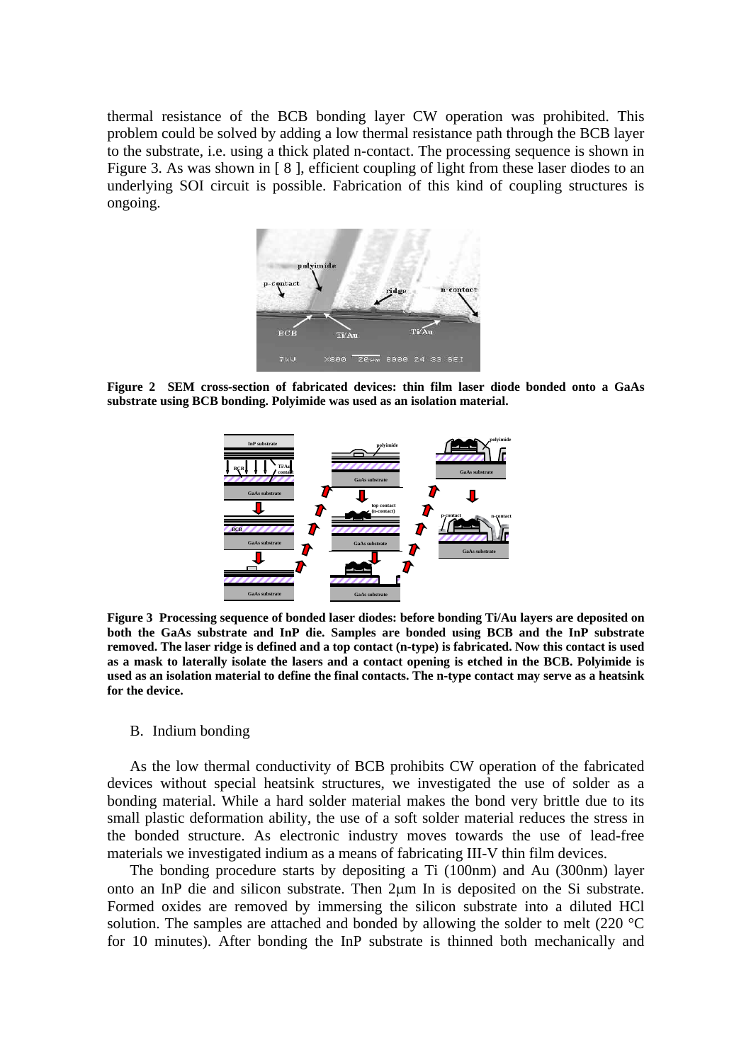thermal resistance of the BCB bonding layer CW operation was prohibited. This problem could be solved by adding a low thermal resistance path through the BCB layer to the substrate, i.e. using a thick plated n-contact. The processing sequence is shown in Figure 3. As was shown in [ 8 ], efficient coupling of light from these laser diodes to an underlying SOI circuit is possible. Fabrication of this kind of coupling structures is ongoing.

**Figure 2 SEM cross-section of fabricated devices: thin film laser diode bonded onto a GaAs substrate using BCB bonding. Polyimide was used as an isolation material.**

**Figure 3 Processing sequence of bonded laser diodes: before bonding Ti/Au layers are deposited on both the GaAs substrate and InP die. Samples are bonded using BCB and the InP substrate removed. The laser ridge is defined and a top contact (n-type) is fabricated. Now this contact is used as a mask to laterally isolate the lasers and a contact opening is etched in the BCB. Polyimide is used as an isolation material to define the final contacts. The n-type contact may serve as a heatsink for the device.**

### B. Indium bonding

As the low thermal conductivity of BCB prohibits CW operation of the fabricated devices without special heatsink structures, we investigated the use of solder as a bonding material. While a hard solder material makes the bond very brittle due to its small plastic deformation ability, the use of a soft solder material reduces the stress in the bonded structure. As electronic industry moves towards the use of lead-free materials we investigated indium as a means of fabricating III-V thin film devices.

The bonding procedure starts by depositing a Ti (100nm) and Au (300nm) layer onto an InP die and silicon substrate. Then 2μm In is deposited on the Si substrate. Formed oxides are removed by immersing the silicon substrate into a diluted HCl solution. The samples are attached and bonded by allowing the solder to melt (220 °C for 10 minutes). After bonding the InP substrate is thinned both mechanically and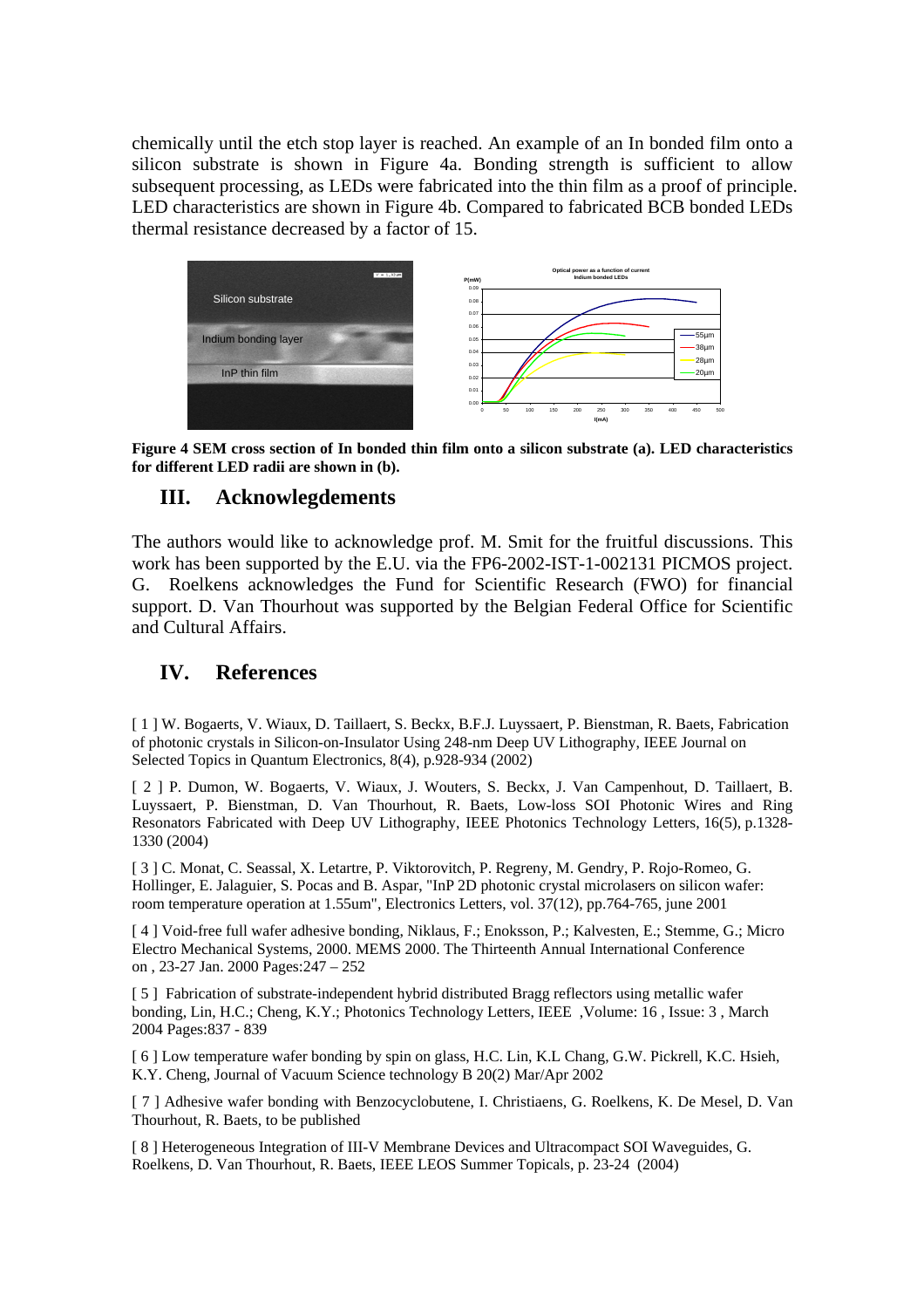chemically until the etch stop layer is reached. An example of an In bonded film onto a silicon substrate is shown in Figure 4a. Bonding strength is sufficient to allow subsequent processing, as LEDs were fabricated into the thin film as a proof of principle. LED characteristics are shown in Figure 4b. Compared to fabricated BCB bonded LEDs thermal resistance decreased by a factor of 15.

Silicon substrate

Indium bonding layer

InP thin film

Optical power as a function of current
Indium bonded LEDs

P(mW)

0.09
0.08
0.07
0.06
0.05
0.04
0.03
0.02
0.01
0.00

0 50 100 150 200 250 300 350 400 450 500

I(mA)

55µm
38µm
28µm
20µm

**Figure 4 SEM cross section of In bonded thin film onto a silicon substrate (a). LED characteristics for different LED radii are shown in (b).**

## III. Acknowlegdements

The authors would like to acknowledge prof. M. Smit for the fruitful discussions. This work has been supported by the E.U. via the FP6-2002-IST-1-002131 PICMOS project. G. Roelkens acknowledges the Fund for Scientific Research (FWO) for financial support. D. Van Thourhout was supported by the Belgian Federal Office for Scientific and Cultural Affairs.

## IV. References

[ 1 ] W. Bogaerts, V. Wiaux, D. Taillaert, S. Beckx, B.F.J. Luyssaert, P. Bienstman, R. Baets, Fabrication of photonic crystals in Silicon-on-Insulator Using 248-nm Deep UV Lithography, IEEE Journal on Selected Topics in Quantum Electronics, 8(4), p.928-934 (2002)

[ 2 ] P. Dumon, W. Bogaerts, V. Wiaux, J. Wouters, S. Beckx, J. Van Campenhout, D. Taillaert, B. Luyssaert, P. Bienstman, D. Van Thourhout, R. Baets, Low-loss SOI Photonic Wires and Ring Resonators Fabricated with Deep UV Lithography, IEEE Photonics Technology Letters, 16(5), p.1328-1330 (2004)

[ 3 ] C. Monat, C. Seassal, X. Letartre, P. Viktorovitch, P. Regreny, M. Gendry, P. Rojo-Romeo, G. Hollinger, E. Jalaguier, S. Pocas and B. Aspar, "InP 2D photonic crystal microlasers on silicon wafer: room temperature operation at 1.55um", Electronics Letters, vol. 37(12), pp.764-765, june 2001

[ 4 ] Void-free full wafer adhesive bonding, Niklaus, F.; Enoksson, P.; Kalvesten, E.; Stemme, G.; Micro Electro Mechanical Systems, 2000. MEMS 2000. The Thirteenth Annual International Conference on , 23-27 Jan. 2000 Pages:247 – 252

[ 5 ] Fabrication of substrate-independent hybrid distributed Bragg reflectors using metallic wafer bonding, Lin, H.C.; Cheng, K.Y.; Photonics Technology Letters, IEEE ,Volume: 16 , Issue: 3 , March 2004 Pages:837 - 839

[ 6 ] Low temperature wafer bonding by spin on glass, H.C. Lin, K.L Chang, G.W. Pickrell, K.C. Hsieh, K.Y. Cheng, Journal of Vacuum Science technology B 20(2) Mar/Apr 2002

[ 7 ] Adhesive wafer bonding with Benzocyclobutene, I. Christiaens, G. Roelkens, K. De Mesel, D. Van Thourhout, R. Baets, to be published

[ 8 ] Heterogeneous Integration of III-V Membrane Devices and Ultracompact SOI Waveguides, G. Roelkens, D. Van Thourhout, R. Baets, IEEE LEOS Summer Topicals, p. 23-24 (2004)